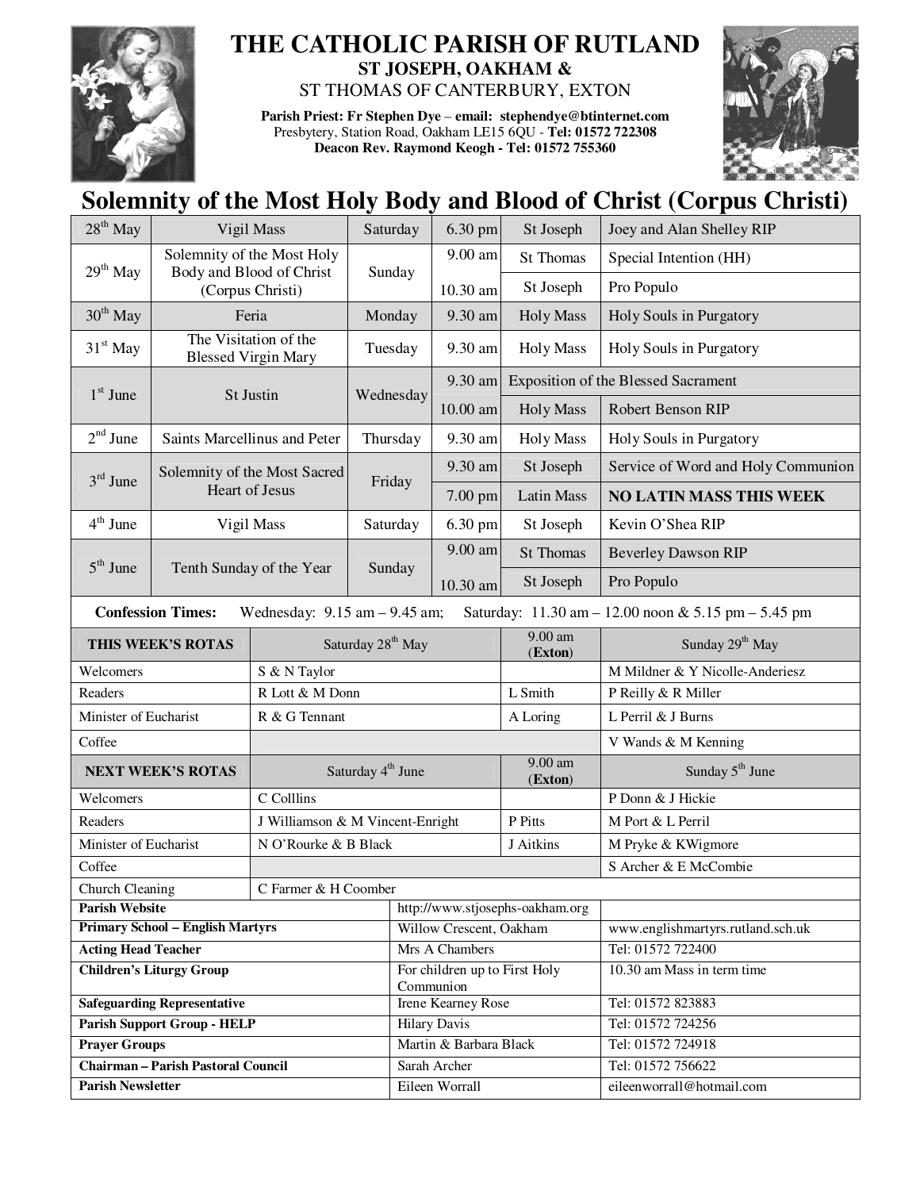# THE CATHOLIC PARISH OF RUTLAND

**ST JOSEPH, OAKHAM &**

ST THOMAS OF CANTERBURY, EXTON

**Parish Priest: Fr Stephen Dye – email: stephendye@btinternet.com**
Presbytery, Station Road, Oakham LE15 6QU - **Tel: 01572 722308**
**Deacon Rev. Raymond Keogh - Tel: 01572 755360**

## Solemnity of the Most Holy Body and Blood of Christ (Corpus Christi)

| Date | Feast | Day | Time | Location | Intention |
|---|---|---|---|---|---|
| 28th May | Vigil Mass | Saturday | 6.30 pm | St Joseph | Joey and Alan Shelley RIP |
| 29th May | Solemnity of the Most Holy Body and Blood of Christ (Corpus Christi) | Sunday | 9.00 am | St Thomas | Special Intention (HH) |
| | | | 10.30 am | St Joseph | Pro Populo |
| 30th May | Feria | Monday | 9.30 am | Holy Mass | Holy Souls in Purgatory |
| 31st May | The Visitation of the Blessed Virgin Mary | Tuesday | 9.30 am | Holy Mass | Holy Souls in Purgatory |
| 1st June | St Justin | Wednesday | 9.30 am | Exposition of the Blessed Sacrament | |
| | | | 10.00 am | Holy Mass | Robert Benson RIP |
| 2nd June | Saints Marcellinus and Peter | Thursday | 9.30 am | Holy Mass | Holy Souls in Purgatory |
| 3rd June | Solemnity of the Most Sacred Heart of Jesus | Friday | 9.30 am | St Joseph | Service of Word and Holy Communion |
| | | | 7.00 pm | Latin Mass | **NO LATIN MASS THIS WEEK** |
| 4th June | Vigil Mass | Saturday | 6.30 pm | St Joseph | Kevin O'Shea RIP |
| 5th June | Tenth Sunday of the Year | Sunday | 9.00 am | St Thomas | Beverley Dawson RIP |
| | | | 10.30 am | St Joseph | Pro Populo |

**Confession Times:** Wednesday: 9.15 am – 9.45 am; Saturday: 11.30 am – 12.00 noon & 5.15 pm – 5.45 pm

| THIS WEEK'S ROTAS | Saturday 28th May | 9.00 am (Exton) | Sunday 29th May |
|---|---|---|---|
| Welcomers | S & N Taylor | | M Mildner & Y Nicolle-Anderiesz |
| Readers | R Lott & M Donn | L Smith | P Reilly & R Miller |
| Minister of Eucharist | R & G Tennant | A Loring | L Perril & J Burns |
| Coffee | | | V Wands & M Kenning |
| **NEXT WEEK'S ROTAS** | **Saturday 4th June** | **9.00 am (Exton)** | **Sunday 5th June** |
| Welcomers | C Colllins | | P Donn & J Hickie |
| Readers | J Williamson & M Vincent-Enright | P Pitts | M Port & L Perril |
| Minister of Eucharist | N O'Rourke & B Black | J Aitkins | M Pryke & KWigmore |
| Coffee | | | S Archer & E McCombie |
| Church Cleaning | C Farmer & H Coomber | | |

| | | |
|---|---|---|
| **Parish Website** | http://www.stjosephs-oakham.org | |
| **Primary School – English Martyrs** | Willow Crescent, Oakham | www.englishmartyrs.rutland.sch.uk |
| **Acting Head Teacher** | Mrs A Chambers | Tel: 01572 722400 |
| **Children's Liturgy Group** | For children up to First Holy Communion | 10.30 am Mass in term time |
| **Safeguarding Representative** | Irene Kearney Rose | Tel: 01572 823883 |
| **Parish Support Group - HELP** | Hilary Davis | Tel: 01572 724256 |
| **Prayer Groups** | Martin & Barbara Black | Tel: 01572 724918 |
| **Chairman – Parish Pastoral Council** | Sarah Archer | Tel: 01572 756622 |
| **Parish Newsletter** | Eileen Worrall | eileenworrall@hotmail.com |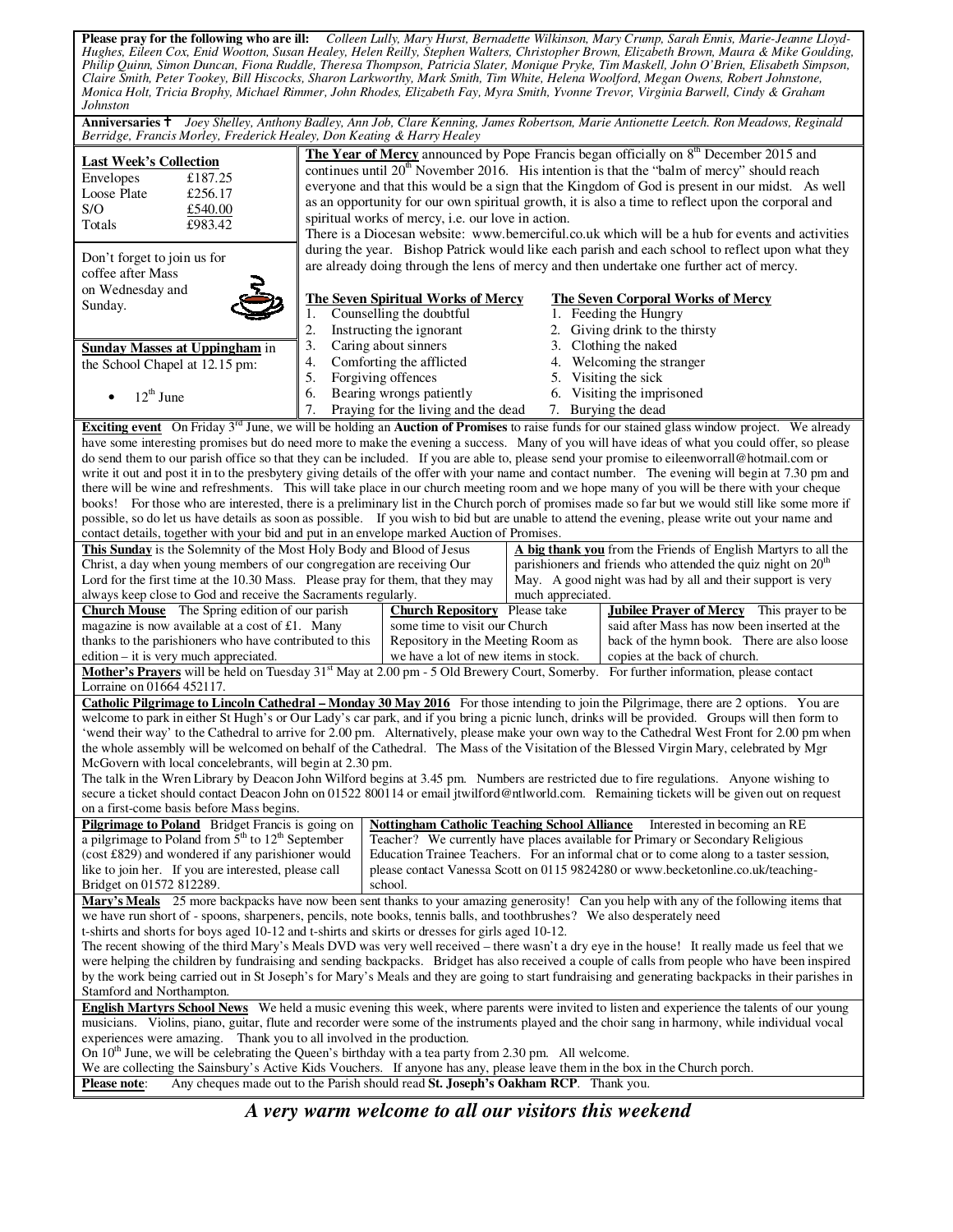**Please pray for the following who are ill:** *Colleen Lully, Mary Hurst, Bernadette Wilkinson, Mary Crump, Sarah Ennis, Marie-Jeanne Lloyd-Hughes, Eileen Cox, Enid Wootton, Susan Healey, Helen Reilly, Stephen Walters, Christopher Brown, Elizabeth Brown, Maura & Mike Goulding, Philip Quinn, Simon Duncan, Fiona Ruddle, Theresa Thompson, Patricia Slater, Monique Pryke, Tim Maskell, John O'Brien, Elisabeth Simpson, Claire Smith, Peter Tookey, Bill Hiscocks, Sharon Larkworthy, Mark Smith, Tim White, Helena Woolford, Megan Owens, Robert Johnstone, Monica Holt, Tricia Brophy, Michael Rimmer, John Rhodes, Elizabeth Fay, Myra Smith, Yvonne Trevor, Virginia Barwell, Cindy & Graham Johnston*

**Anniversaries ✝** *Joey Shelley, Anthony Badley, Ann Job, Clare Kenning, James Robertson, Marie Antionette Leetch. Ron Meadows, Reginald Berridge, Francis Morley, Frederick Healey, Don Keating & Harry Healey*

**Last Week's Collection**

| | |
|---|---|
| Envelopes | £187.25 |
| Loose Plate | £256.17 |
| S/O | £540.00 |
| Totals | £983.42 |

Don't forget to join us for coffee after Mass on Wednesday and Sunday.

**Sunday Masses at Uppingham** in the School Chapel at 12.15 pm:

- 12th June

**The Year of Mercy** announced by Pope Francis began officially on 8th December 2015 and continues until 20th November 2016. His intention is that the "balm of mercy" should reach everyone and that this would be a sign that the Kingdom of God is present in our midst. As well as an opportunity for our own spiritual growth, it is also a time to reflect upon the corporal and spiritual works of mercy, i.e. our love in action.
There is a Diocesan website: www.bemerciful.co.uk which will be a hub for events and activities during the year. Bishop Patrick would like each parish and each school to reflect upon what they are already doing through the lens of mercy and then undertake one further act of mercy.

| The Seven Spiritual Works of Mercy | The Seven Corporal Works of Mercy |
|---|---|
| 1. Counselling the doubtful | 1. Feeding the Hungry |
| 2. Instructing the ignorant | 2. Giving drink to the thirsty |
| 3. Caring about sinners | 3. Clothing the naked |
| 4. Comforting the afflicted | 4. Welcoming the stranger |
| 5. Forgiving offences | 5. Visiting the sick |
| 6. Bearing wrongs patiently | 6. Visiting the imprisoned |
| 7. Praying for the living and the dead | 7. Burying the dead |

**Exciting event** On Friday 3rd June, we will be holding an **Auction of Promises** to raise funds for our stained glass window project. We already have some interesting promises but do need more to make the evening a success. Many of you will have ideas of what you could offer, so please do send them to our parish office so that they can be included. If you are able to, please send your promise to eileenworrall@hotmail.com or write it out and post it in to the presbytery giving details of the offer with your name and contact number. The evening will begin at 7.30 pm and there will be wine and refreshments. This will take place in our church meeting room and we hope many of you will be there with your cheque books! For those who are interested, there is a preliminary list in the Church porch of promises made so far but we would still like some more if possible, so do let us have details as soon as possible. If you wish to bid but are unable to attend the evening, please write out your name and contact details, together with your bid and put in an envelope marked Auction of Promises.

**This Sunday** is the Solemnity of the Most Holy Body and Blood of Jesus Christ, a day when young members of our congregation are receiving Our Lord for the first time at the 10.30 Mass. Please pray for them, that they may always keep close to God and receive the Sacraments regularly.

**A big thank you** from the Friends of English Martyrs to all the parishioners and friends who attended the quiz night on 20th May. A good night was had by all and their support is very much appreciated.

**Church Mouse** The Spring edition of our parish magazine is now available at a cost of £1. Many thanks to the parishioners who have contributed to this edition – it is very much appreciated.

**Church Repository** Please take some time to visit our Church Repository in the Meeting Room as we have a lot of new items in stock.

**Jubilee Prayer of Mercy** This prayer to be said after Mass has now been inserted at the back of the hymn book. There are also loose copies at the back of church.

**Mother's Prayers** will be held on Tuesday 31st May at 2.00 pm - 5 Old Brewery Court, Somerby. For further information, please contact Lorraine on 01664 452117.

**Catholic Pilgrimage to Lincoln Cathedral – Monday 30 May 2016** For those intending to join the Pilgrimage, there are 2 options. You are welcome to park in either St Hugh's or Our Lady's car park, and if you bring a picnic lunch, drinks will be provided. Groups will then form to 'wend their way' to the Cathedral to arrive for 2.00 pm. Alternatively, please make your own way to the Cathedral West Front for 2.00 pm when the whole assembly will be welcomed on behalf of the Cathedral. The Mass of the Visitation of the Blessed Virgin Mary, celebrated by Mgr McGovern with local concelebrants, will begin at 2.30 pm.
The talk in the Wren Library by Deacon John Wilford begins at 3.45 pm. Numbers are restricted due to fire regulations. Anyone wishing to secure a ticket should contact Deacon John on 01522 800114 or email jtwilford@ntlworld.com. Remaining tickets will be given out on request on a first-come basis before Mass begins.

**Pilgrimage to Poland** Bridget Francis is going on a pilgrimage to Poland from 5th to 12th September (cost £829) and wondered if any parishioner would like to join her. If you are interested, please call Bridget on 01572 812289.

**Nottingham Catholic Teaching School Alliance** Interested in becoming an RE Teacher? We currently have places available for Primary or Secondary Religious Education Trainee Teachers. For an informal chat or to come along to a taster session, please contact Vanessa Scott on 0115 9824280 or www.becketonline.co.uk/teaching-school.

**Mary's Meals** 25 more backpacks have now been sent thanks to your amazing generosity! Can you help with any of the following items that we have run short of - spoons, sharpeners, pencils, note books, tennis balls, and toothbrushes? We also desperately need t-shirts and shorts for boys aged 10-12 and t-shirts and skirts or dresses for girls aged 10-12.
The recent showing of the third Mary's Meals DVD was very well received – there wasn't a dry eye in the house! It really made us feel that we were helping the children by fundraising and sending backpacks. Bridget has also received a couple of calls from people who have been inspired by the work being carried out in St Joseph's for Mary's Meals and they are going to start fundraising and generating backpacks in their parishes in Stamford and Northampton.

**English Martyrs School News** We held a music evening this week, where parents were invited to listen and experience the talents of our young musicians. Violins, piano, guitar, flute and recorder were some of the instruments played and the choir sang in harmony, while individual vocal experiences were amazing. Thank you to all involved in the production.
On 10th June, we will be celebrating the Queen's birthday with a tea party from 2.30 pm. All welcome.
We are collecting the Sainsbury's Active Kids Vouchers. If anyone has any, please leave them in the box in the Church porch.

**Please note**: Any cheques made out to the Parish should read **St. Joseph's Oakham RCP**. Thank you.

***A very warm welcome to all our visitors this weekend***